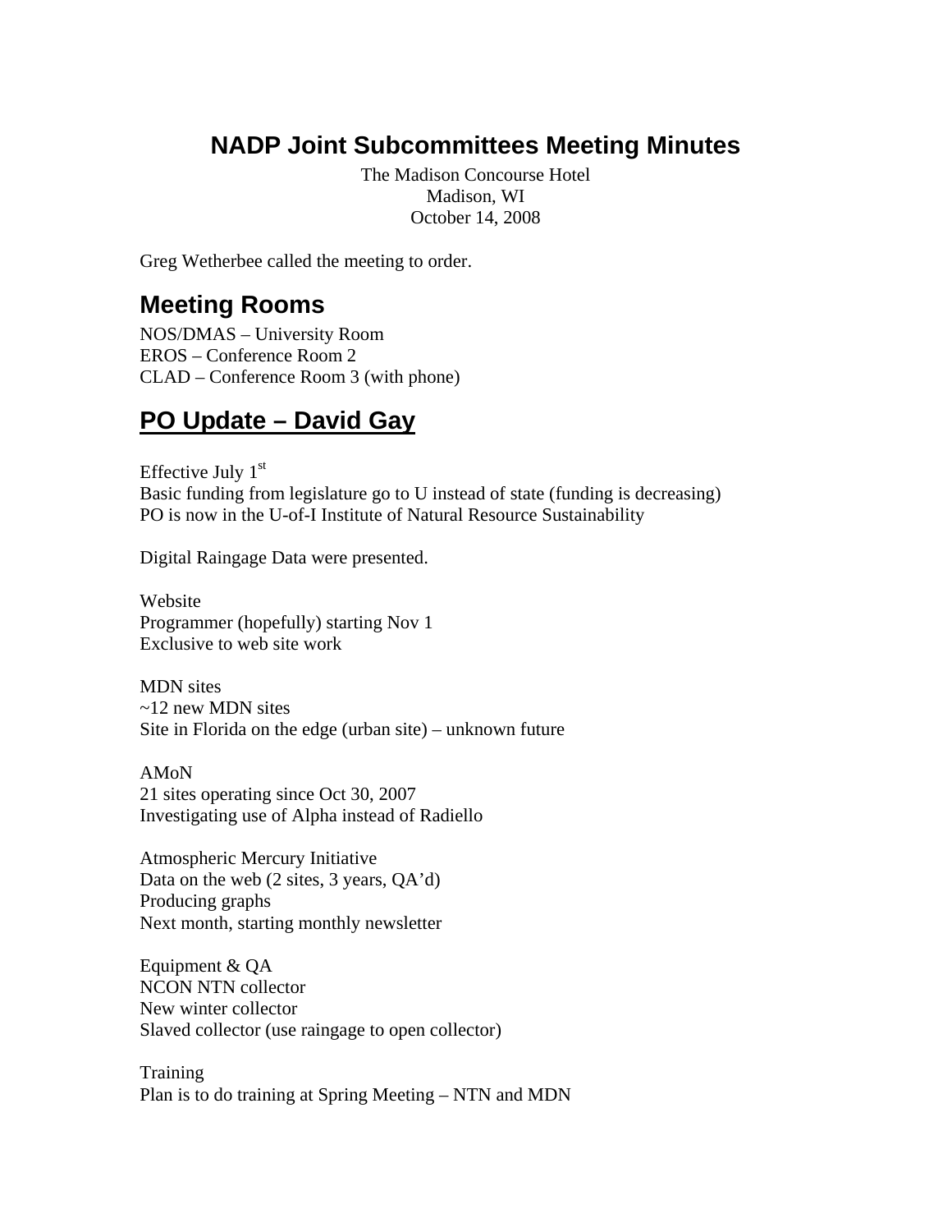# NADP Joint Subcommittees Meeting Minutes

The Madison Concourse Hotel
Madison, WI
October 14, 2008

Greg Wetherbee called the meeting to order.

## Meeting Rooms

NOS/DMAS – University Room
EROS – Conference Room 2
CLAD – Conference Room 3 (with phone)

## PO Update – David Gay

Effective July 1st
Basic funding from legislature go to U instead of state (funding is decreasing)
PO is now in the U-of-I Institute of Natural Resource Sustainability

Digital Raingage Data were presented.

Website
Programmer (hopefully) starting Nov 1
Exclusive to web site work

MDN sites
~12 new MDN sites
Site in Florida on the edge (urban site) – unknown future

AMoN
21 sites operating since Oct 30, 2007
Investigating use of Alpha instead of Radiello

Atmospheric Mercury Initiative
Data on the web (2 sites, 3 years, QA'd)
Producing graphs
Next month, starting monthly newsletter

Equipment & QA
NCON NTN collector
New winter collector
Slaved collector (use raingage to open collector)

Training
Plan is to do training at Spring Meeting – NTN and MDN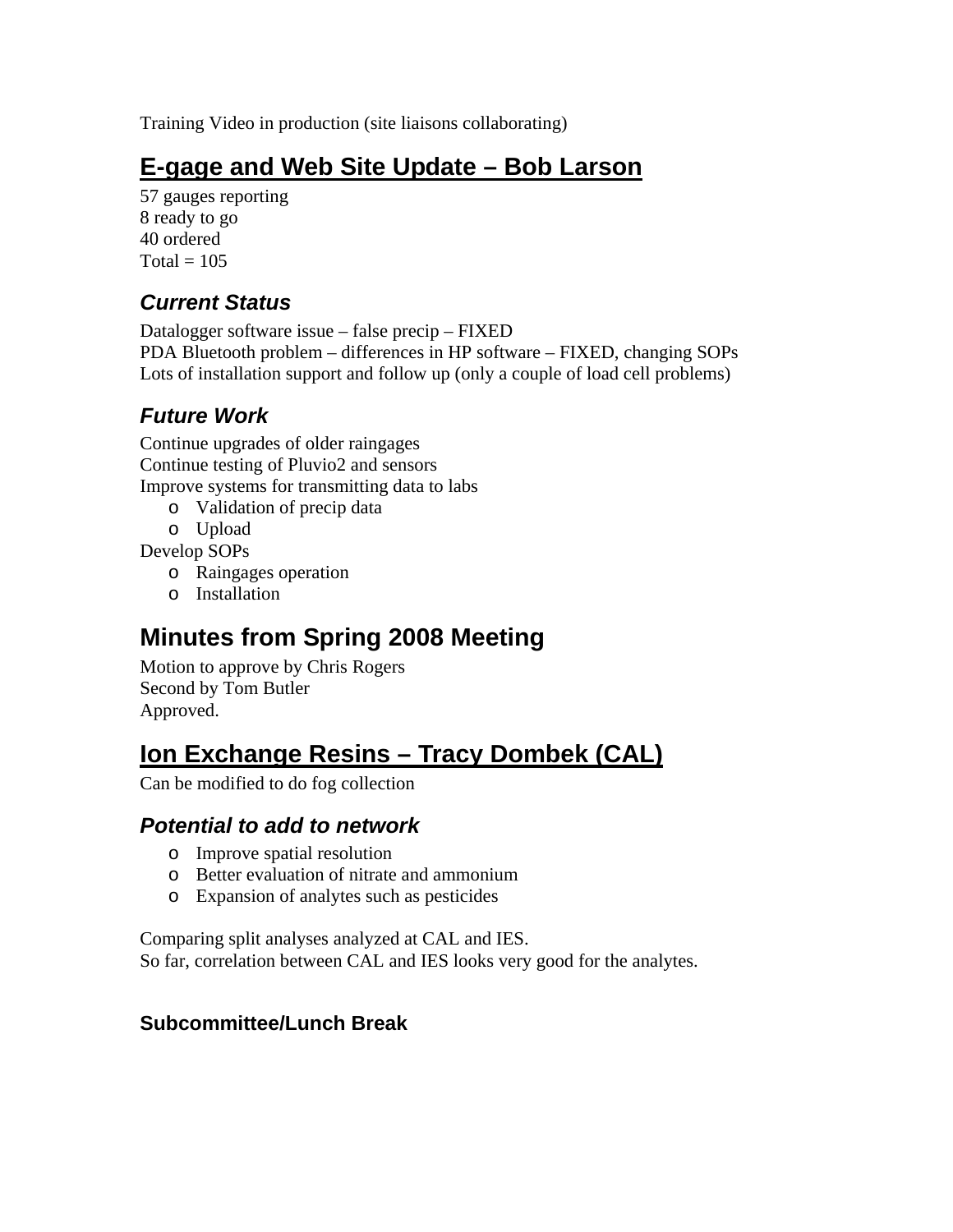Training Video in production (site liaisons collaborating)

## E-gage and Web Site Update – Bob Larson

57 gauges reporting
8 ready to go
40 ordered
Total = 105

### Current Status

Datalogger software issue – false precip – FIXED
PDA Bluetooth problem – differences in HP software – FIXED, changing SOPs
Lots of installation support and follow up (only a couple of load cell problems)

### Future Work

Continue upgrades of older raingages
Continue testing of Pluvio2 and sensors
Improve systems for transmitting data to labs

- Validation of precip data
- Upload

Develop SOPs

- Raingages operation
- Installation

## Minutes from Spring 2008 Meeting

Motion to approve by Chris Rogers
Second by Tom Butler
Approved.

## Ion Exchange Resins – Tracy Dombek (CAL)

Can be modified to do fog collection

### Potential to add to network

- Improve spatial resolution
- Better evaluation of nitrate and ammonium
- Expansion of analytes such as pesticides

Comparing split analyses analyzed at CAL and IES.
So far, correlation between CAL and IES looks very good for the analytes.

#### Subcommittee/Lunch Break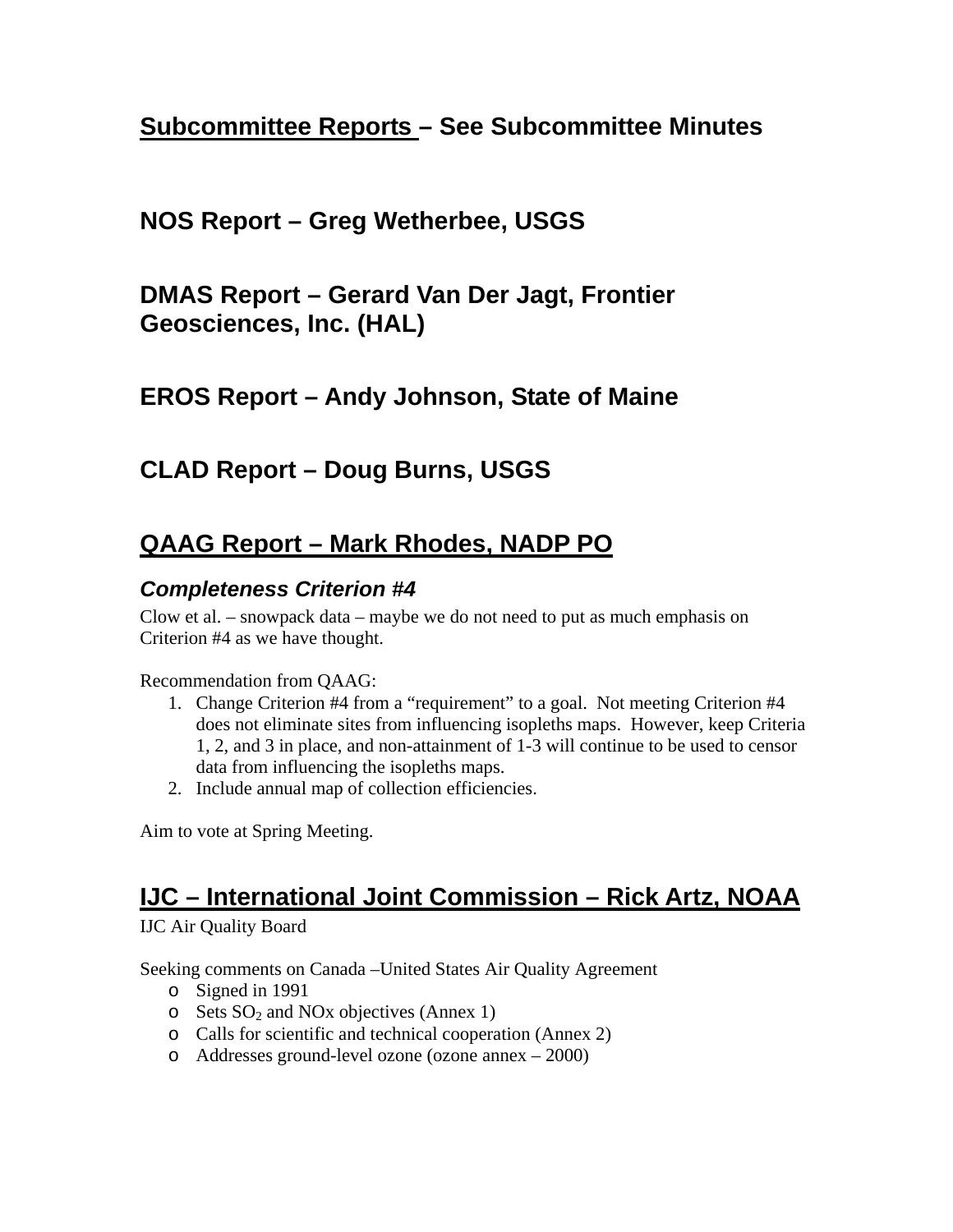## Subcommittee Reports – See Subcommittee Minutes

## NOS Report – Greg Wetherbee, USGS

## DMAS Report – Gerard Van Der Jagt, Frontier Geosciences, Inc. (HAL)

## EROS Report – Andy Johnson, State of Maine

## CLAD Report – Doug Burns, USGS

## QAAG Report – Mark Rhodes, NADP PO

### *Completeness Criterion #4*

Clow et al. – snowpack data – maybe we do not need to put as much emphasis on Criterion #4 as we have thought.

Recommendation from QAAG:

1. Change Criterion #4 from a "requirement" to a goal. Not meeting Criterion #4 does not eliminate sites from influencing isopleths maps. However, keep Criteria 1, 2, and 3 in place, and non-attainment of 1-3 will continue to be used to censor data from influencing the isopleths maps.
2. Include annual map of collection efficiencies.

Aim to vote at Spring Meeting.

## IJC – International Joint Commission – Rick Artz, NOAA

IJC Air Quality Board

Seeking comments on Canada –United States Air Quality Agreement

- Signed in 1991
- Sets $SO_2$ and NOx objectives (Annex 1)
- Calls for scientific and technical cooperation (Annex 2)
- Addresses ground-level ozone (ozone annex – 2000)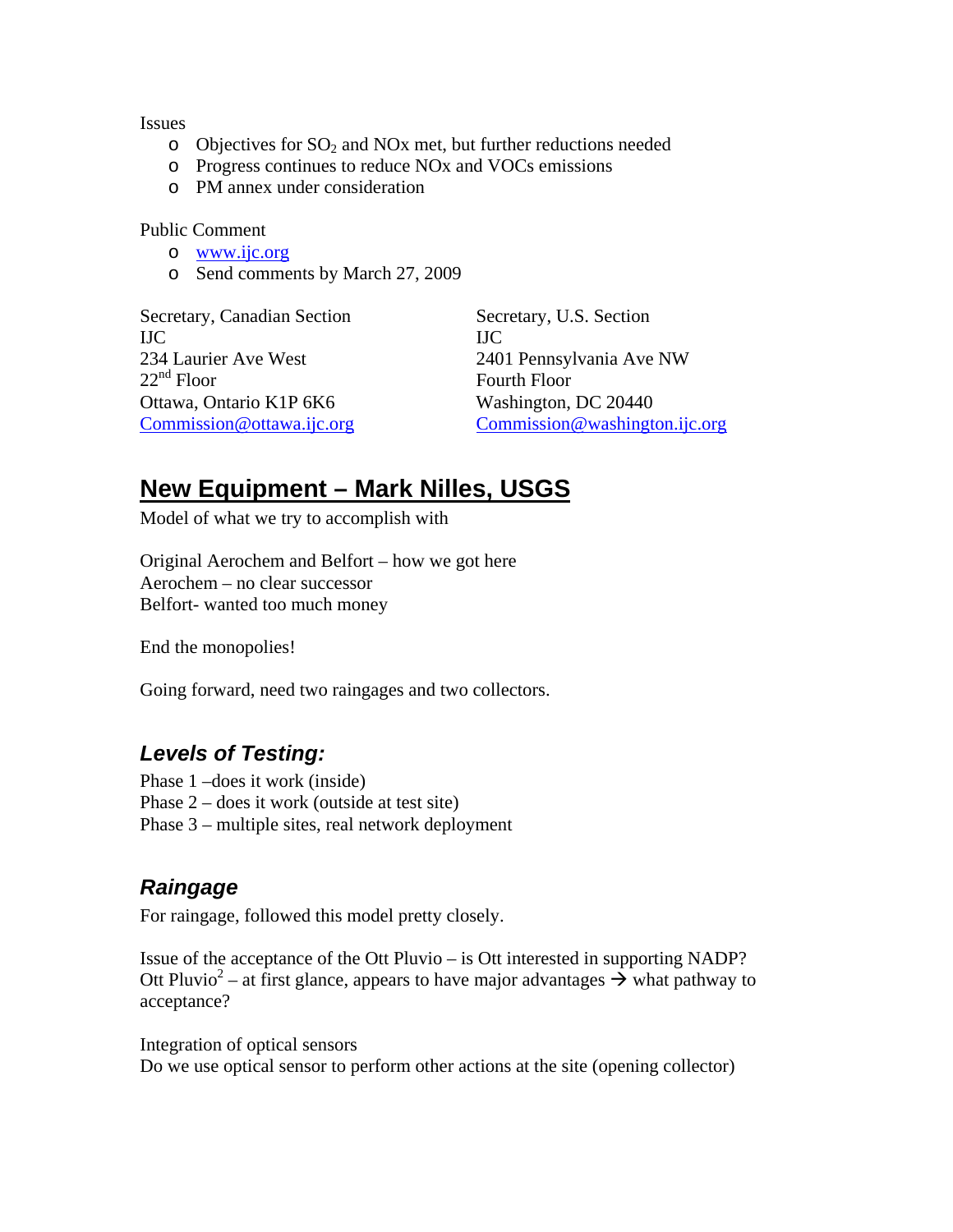Issues

- Objectives for $SO_2$ and NOx met, but further reductions needed
- Progress continues to reduce NOx and VOCs emissions
- PM annex under consideration

Public Comment

- www.ijc.org
- Send comments by March 27, 2009

Secretary, Canadian Section
IJC
234 Laurier Ave West
22nd Floor
Ottawa, Ontario K1P 6K6
Commission@ottawa.ijc.org

Secretary, U.S. Section
IJC
2401 Pennsylvania Ave NW
Fourth Floor
Washington, DC 20440
Commission@washington.ijc.org

## New Equipment – Mark Nilles, USGS

Model of what we try to accomplish with

Original Aerochem and Belfort – how we got here
Aerochem – no clear successor
Belfort- wanted too much money

End the monopolies!

Going forward, need two raingages and two collectors.

### *Levels of Testing:*

Phase 1 –does it work (inside)
Phase 2 – does it work (outside at test site)
Phase 3 – multiple sites, real network deployment

### *Raingage*

For raingage, followed this model pretty closely.

Issue of the acceptance of the Ott Pluvio – is Ott interested in supporting NADP?
Ott Pluvio$^2$ – at first glance, appears to have major advantages → what pathway to acceptance?

Integration of optical sensors
Do we use optical sensor to perform other actions at the site (opening collector)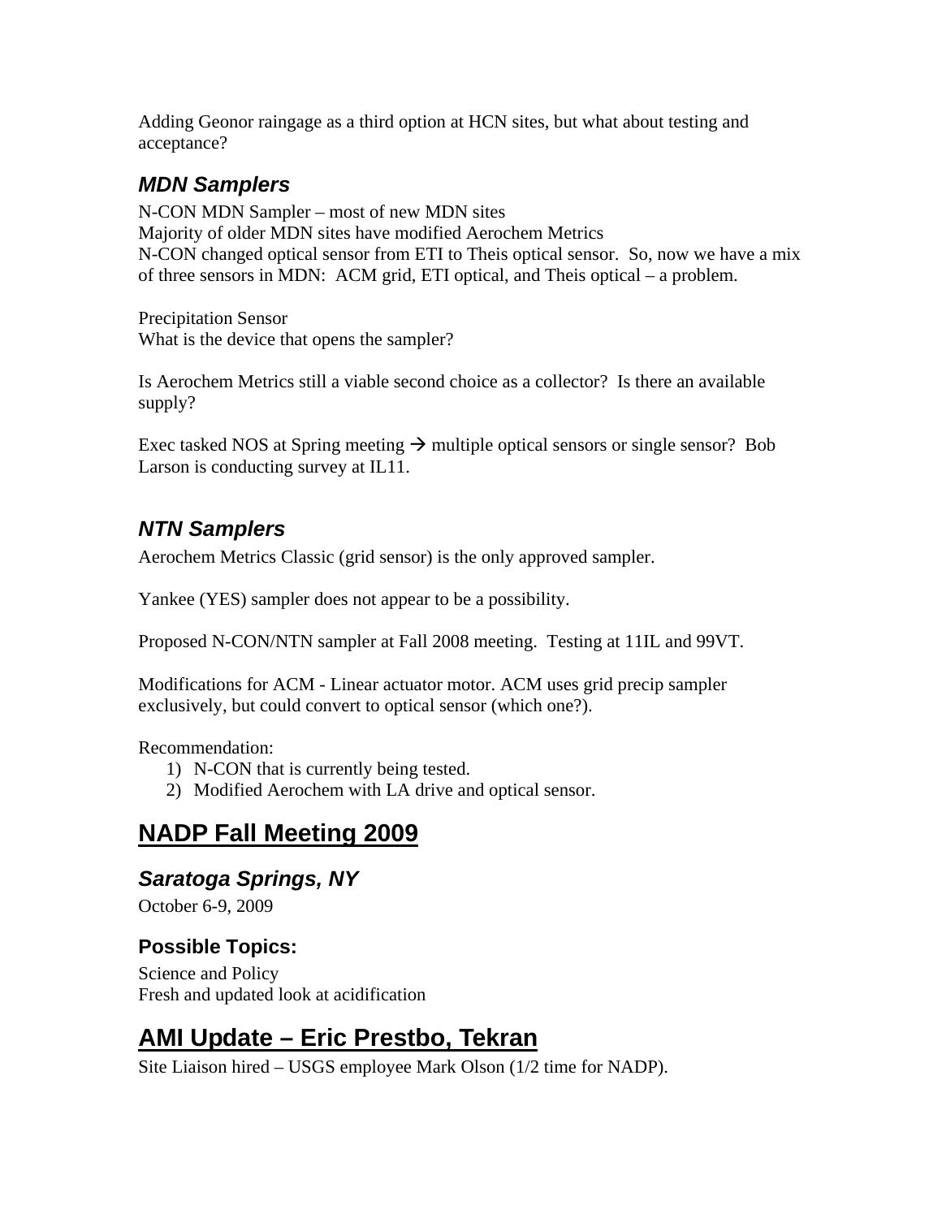Adding Geonor raingage as a third option at HCN sites, but what about testing and acceptance?

### *MDN Samplers*

N-CON MDN Sampler – most of new MDN sites
Majority of older MDN sites have modified Aerochem Metrics
N-CON changed optical sensor from ETI to Theis optical sensor. So, now we have a mix of three sensors in MDN: ACM grid, ETI optical, and Theis optical – a problem.

Precipitation Sensor
What is the device that opens the sampler?

Is Aerochem Metrics still a viable second choice as a collector? Is there an available supply?

Exec tasked NOS at Spring meeting → multiple optical sensors or single sensor? Bob Larson is conducting survey at IL11.

### *NTN Samplers*

Aerochem Metrics Classic (grid sensor) is the only approved sampler.

Yankee (YES) sampler does not appear to be a possibility.

Proposed N-CON/NTN sampler at Fall 2008 meeting. Testing at 11IL and 99VT.

Modifications for ACM - Linear actuator motor. ACM uses grid precip sampler exclusively, but could convert to optical sensor (which one?).

Recommendation:

1) N-CON that is currently being tested.
2) Modified Aerochem with LA drive and optical sensor.

## NADP Fall Meeting 2009

### *Saratoga Springs, NY*

October 6-9, 2009

#### Possible Topics:

Science and Policy
Fresh and updated look at acidification

## AMI Update – Eric Prestbo, Tekran

Site Liaison hired – USGS employee Mark Olson (1/2 time for NADP).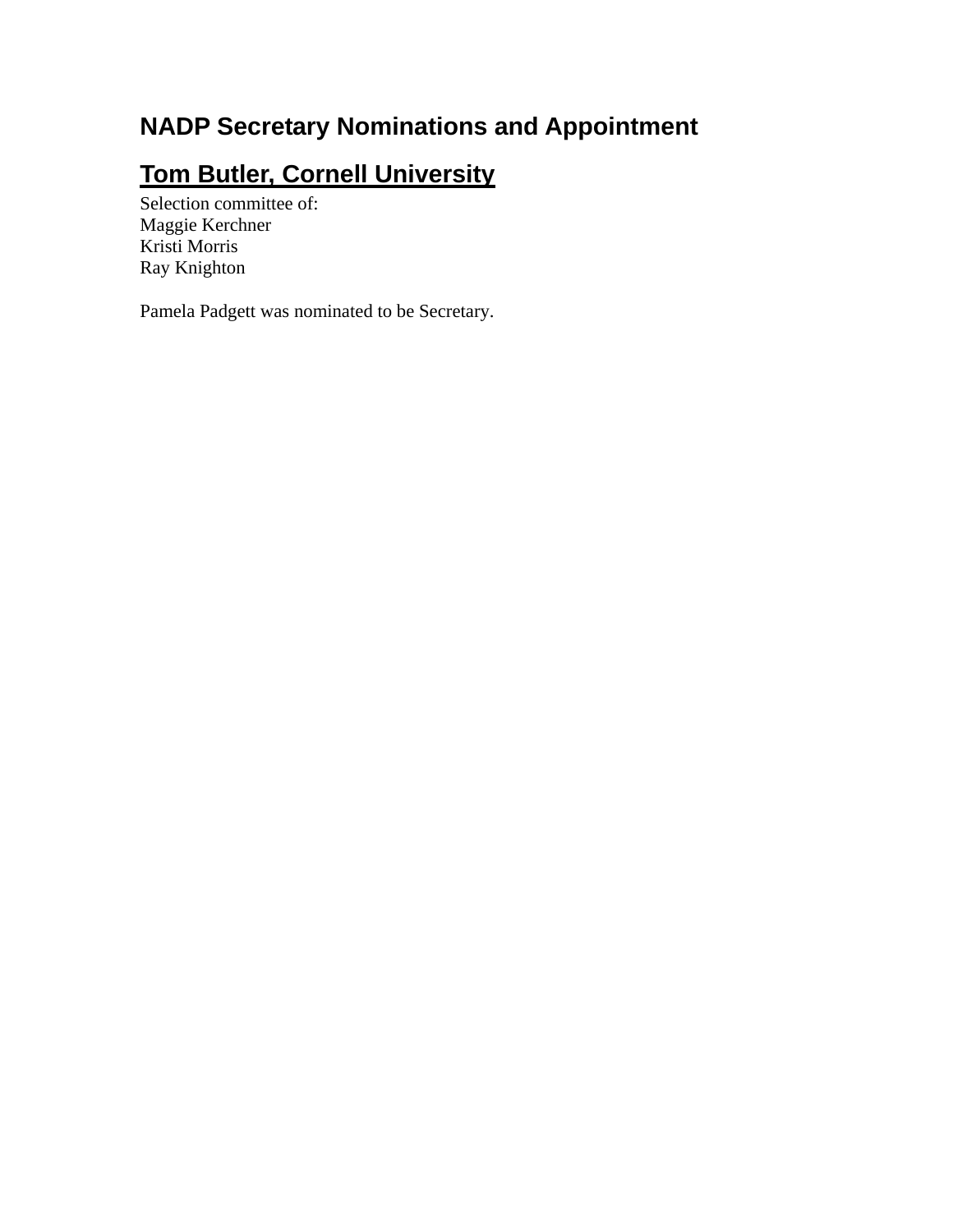## NADP Secretary Nominations and Appointment

### Tom Butler, Cornell University

Selection committee of:
Maggie Kerchner
Kristi Morris
Ray Knighton

Pamela Padgett was nominated to be Secretary.